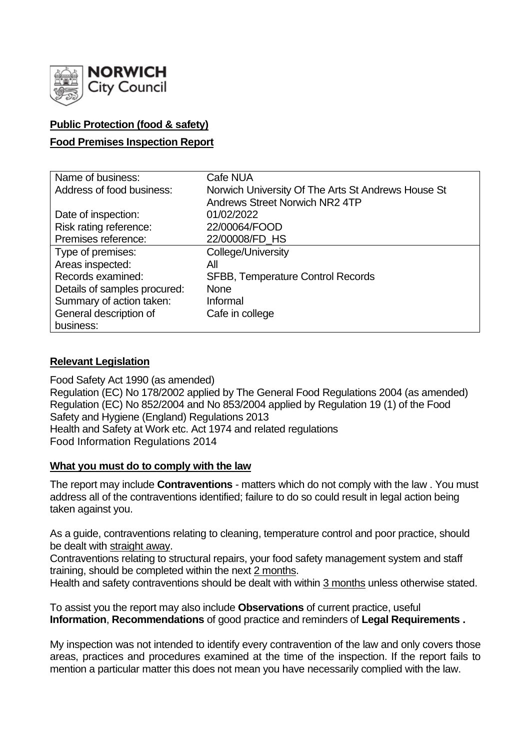NORWICH City Council

**Public Protection (food & safety)**

**Food Premises Inspection Report**

| | |
|---|---|
| Name of business: | Cafe NUA |
| Address of food business: | Norwich University Of The Arts St Andrews House St Andrews Street Norwich NR2 4TP |
| Date of inspection: | 01/02/2022 |
| Risk rating reference: | 22/00064/FOOD |
| Premises reference: | 22/00008/FD_HS |
| Type of premises: | College/University |
| Areas inspected: | All |
| Records examined: | SFBB, Temperature Control Records |
| Details of samples procured: | None |
| Summary of action taken: | Informal |
| General description of business: | Cafe in college |

**Relevant Legislation**

Food Safety Act 1990 (as amended)
Regulation (EC) No 178/2002 applied by The General Food Regulations 2004 (as amended)
Regulation (EC) No 852/2004 and No 853/2004 applied by Regulation 19 (1) of the Food Safety and Hygiene (England) Regulations 2013
Health and Safety at Work etc. Act 1974 and related regulations
Food Information Regulations 2014

**What you must do to comply with the law**

The report may include **Contraventions** - matters which do not comply with the law . You must address all of the contraventions identified; failure to do so could result in legal action being taken against you.

As a guide, contraventions relating to cleaning, temperature control and poor practice, should be dealt with straight away.
Contraventions relating to structural repairs, your food safety management system and staff training, should be completed within the next 2 months.
Health and safety contraventions should be dealt with within 3 months unless otherwise stated.

To assist you the report may also include **Observations** of current practice, useful **Information**, **Recommendations** of good practice and reminders of **Legal Requirements .**

My inspection was not intended to identify every contravention of the law and only covers those areas, practices and procedures examined at the time of the inspection. If the report fails to mention a particular matter this does not mean you have necessarily complied with the law.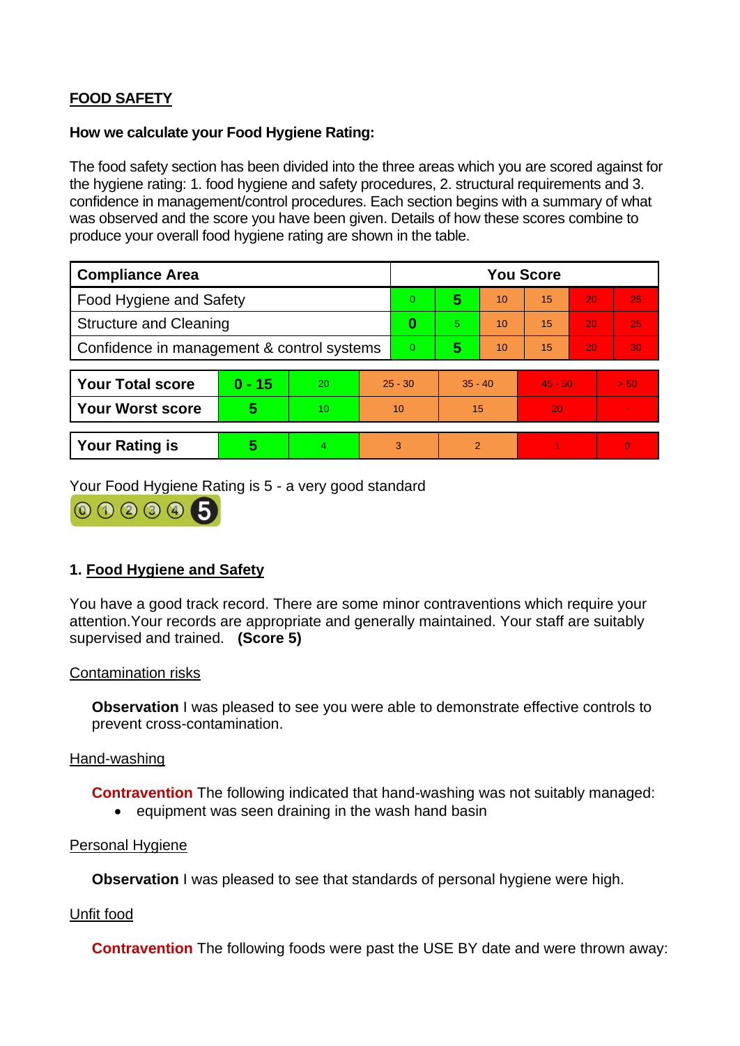## FOOD SAFETY

**How we calculate your Food Hygiene Rating:**

The food safety section has been divided into the three areas which you are scored against for the hygiene rating: 1. food hygiene and safety procedures, 2. structural requirements and 3. confidence in management/control procedures. Each section begins with a summary of what was observed and the score you have been given. Details of how these scores combine to produce your overall food hygiene rating are shown in the table.

| Compliance Area | You Score | | | | | |
|---|---|---|---|---|---|---|
| Food Hygiene and Safety | 0 | **5** | 10 | 15 | 20 | 25 |
| Structure and Cleaning | **0** | 5 | 10 | 15 | 20 | 25 |
| Confidence in management & control systems | 0 | **5** | 10 | 15 | 20 | 30 |

| | | | | | | |
|---|---|---|---|---|---|---|
| **Your Total score** | **0 - 15** | 20 | 25 - 30 | 35 - 40 | 45 - 50 | > 50 |
| **Your Worst score** | **5** | 10 | 10 | 15 | 20 | - |

| | | | | | | |
|---|---|---|---|---|---|---|
| **Your Rating is** | **5** | 4 | 3 | 2 | 1 | 0 |

Your Food Hygiene Rating is 5 - a very good standard

### 1. Food Hygiene and Safety

You have a good track record. There are some minor contraventions which require your attention. Your records are appropriate and generally maintained. Your staff are suitably supervised and trained. **(Score 5)**

Contamination risks

**Observation** I was pleased to see you were able to demonstrate effective controls to prevent cross-contamination.

Hand-washing

**Contravention** The following indicated that hand-washing was not suitably managed:

- equipment was seen draining in the wash hand basin

Personal Hygiene

**Observation** I was pleased to see that standards of personal hygiene were high.

Unfit food

**Contravention** The following foods were past the USE BY date and were thrown away: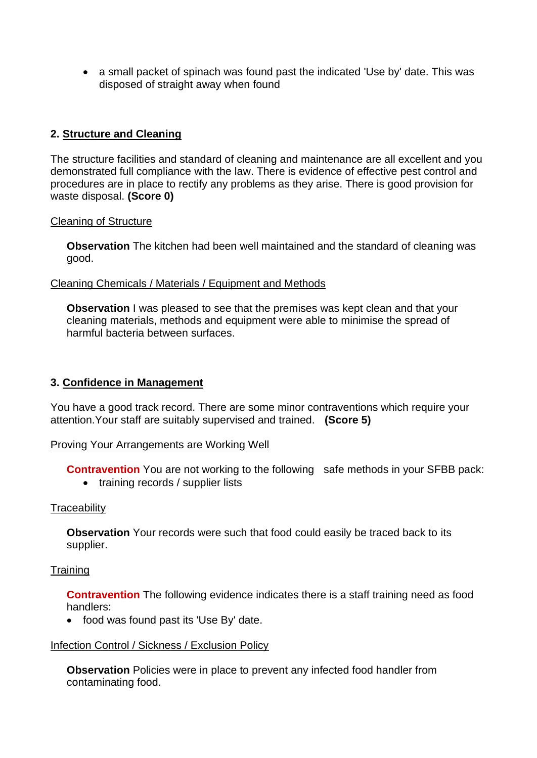- a small packet of spinach was found past the indicated 'Use by' date. This was disposed of straight away when found

## 2. Structure and Cleaning

The structure facilities and standard of cleaning and maintenance are all excellent and you demonstrated full compliance with the law. There is evidence of effective pest control and procedures are in place to rectify any problems as they arise. There is good provision for waste disposal. **(Score 0)**

Cleaning of Structure

**Observation** The kitchen had been well maintained and the standard of cleaning was good.

Cleaning Chemicals / Materials / Equipment and Methods

**Observation** I was pleased to see that the premises was kept clean and that your cleaning materials, methods and equipment were able to minimise the spread of harmful bacteria between surfaces.

## 3. Confidence in Management

You have a good track record. There are some minor contraventions which require your attention.Your staff are suitably supervised and trained. **(Score 5)**

Proving Your Arrangements are Working Well

**Contravention** You are not working to the following safe methods in your SFBB pack:

- training records / supplier lists

Traceability

**Observation** Your records were such that food could easily be traced back to its supplier.

Training

**Contravention** The following evidence indicates there is a staff training need as food handlers:

- food was found past its 'Use By' date.

Infection Control / Sickness / Exclusion Policy

**Observation** Policies were in place to prevent any infected food handler from contaminating food.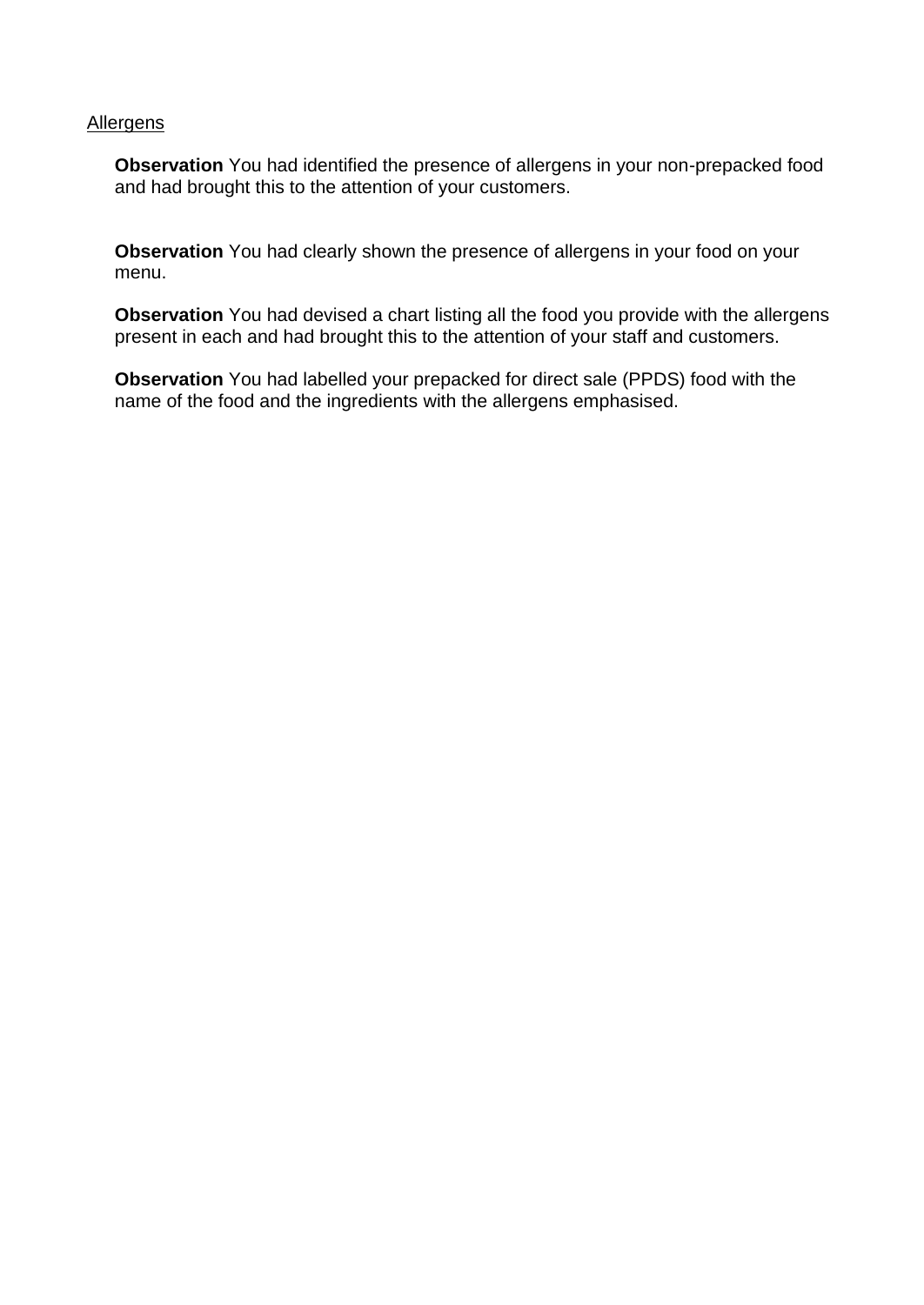<u>Allergens</u>

**Observation** You had identified the presence of allergens in your non-prepacked food and had brought this to the attention of your customers.

**Observation** You had clearly shown the presence of allergens in your food on your menu.

**Observation** You had devised a chart listing all the food you provide with the allergens present in each and had brought this to the attention of your staff and customers.

**Observation** You had labelled your prepacked for direct sale (PPDS) food with the name of the food and the ingredients with the allergens emphasised.